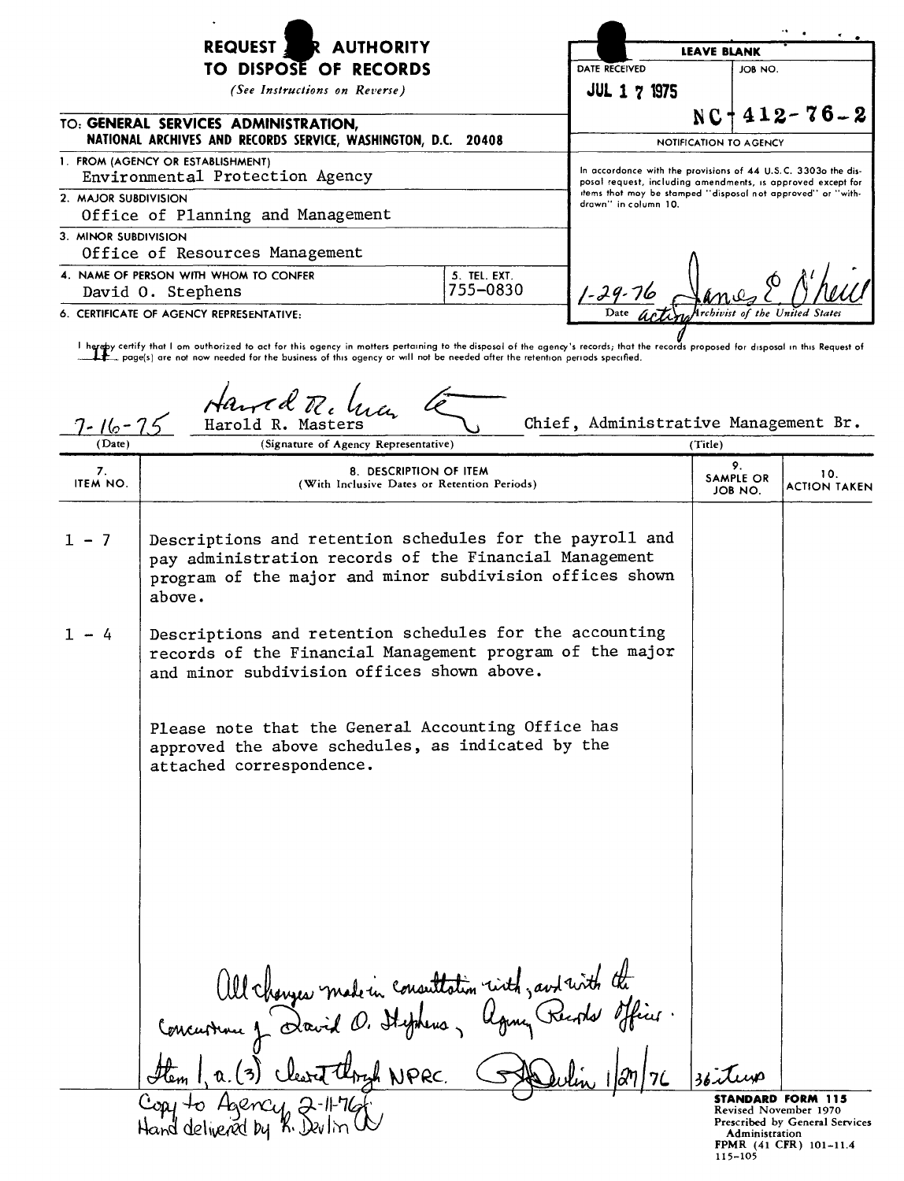# REQUEST FOR AUTHORITY TO DISPOSE OF RECORDS

*(See Instructions on Reverse)*

| LEAVE BLANK | |
|---|---|
| DATE RECEIVED | JOB NO. |
| JUL 17 1975 | NC 412-76-2 |

**NOTIFICATION TO AGENCY**

In accordance with the provisions of 44 U.S.C. 3303a the disposal request, including amendments, is approved except for items that may be stamped "disposal not approved" or "withdrawn" in column 10.

1-29-76 — James E. O'Neill
Date — acting Archivist of the United States

TO: **GENERAL SERVICES ADMINISTRATION, NATIONAL ARCHIVES AND RECORDS SERVICE, WASHINGTON, D.C. 20408**

1. FROM (AGENCY OR ESTABLISHMENT)
   Environmental Protection Agency
2. MAJOR SUBDIVISION
   Office of Planning and Management
3. MINOR SUBDIVISION
   Office of Resources Management
4. NAME OF PERSON WITH WHOM TO CONFER
   David O. Stephens
5. TEL. EXT.
   755-0830
6. CERTIFICATE OF AGENCY REPRESENTATIVE:

I hereby certify that I am authorized to act for this agency in matters pertaining to the disposal of the agency's records; that the records proposed for disposal in this Request of 11 page(s) are not now needed for the business of this agency or will not be needed after the retention periods specified.

| (Date) | (Signature of Agency Representative) | (Title) |
|---|---|---|
| 7-16-75 | Harold R. Masters | Chief, Administrative Management Br. |

| 7. ITEM NO. | 8. DESCRIPTION OF ITEM (With Inclusive Dates or Retention Periods) | 9. SAMPLE OR JOB NO. | 10. ACTION TAKEN |
|---|---|---|---|
| 1 - 7 | Descriptions and retention schedules for the payroll and pay administration records of the Financial Management program of the major and minor subdivision offices shown above. | | |
| 1 - 4 | Descriptions and retention schedules for the accounting records of the Financial Management program of the major and minor subdivision offices shown above. | | |
| | Please note that the General Accounting Office has approved the above schedules, as indicated by the attached correspondence. | | |
| | All changes made in consultation with, and with the concurrence of David O. Stephens, Agency Records Officer. | | |
| | Item 1, a. (3) cleared through NPRC. R. Devlin 1/27/76 | 36 items | |

Copy to Agency 2-11-76
Hand delivered by R. Devlin

**STANDARD FORM 115**
Revised November 1970
Prescribed by General Services Administration
FPMR (41 CFR) 101-11.4
115-105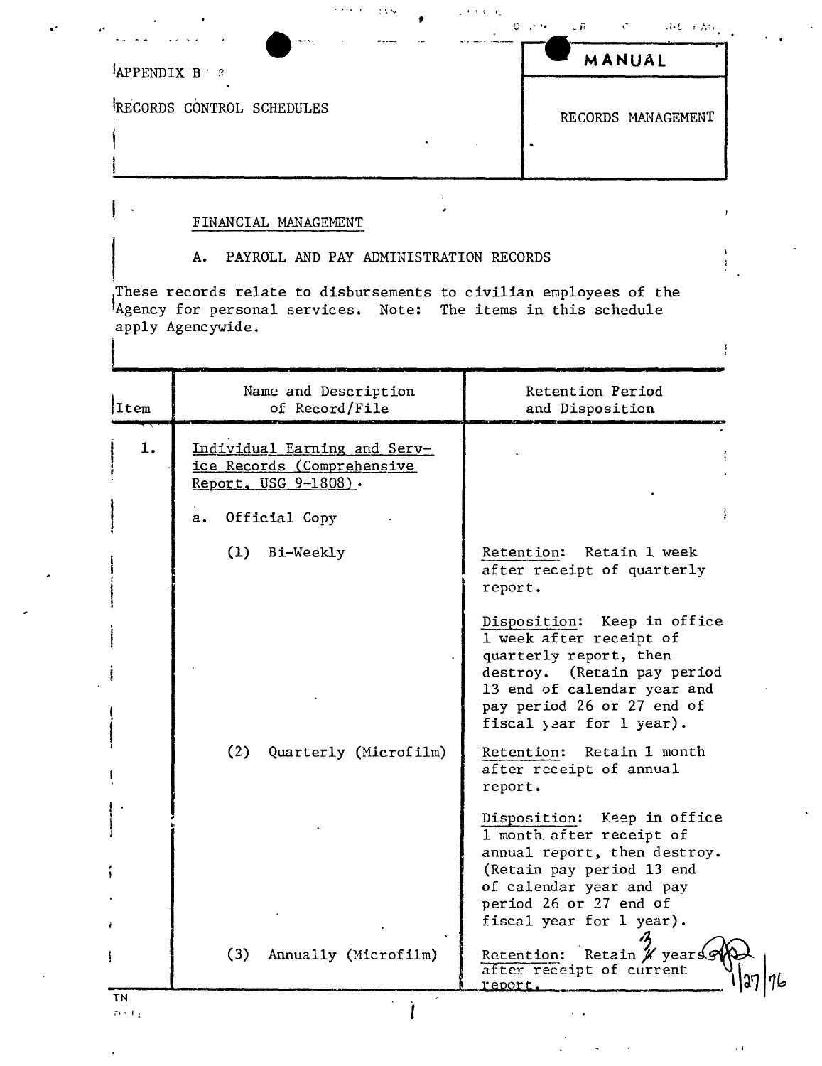APPENDIX B

RECORDS CONTROL SCHEDULES

MANUAL

RECORDS MANAGEMENT

FINANCIAL MANAGEMENT

A. PAYROLL AND PAY ADMINISTRATION RECORDS

These records relate to disbursements to civilian employees of the Agency for personal services. Note: The items in this schedule apply Agencywide.

| Item | Name and Description of Record/File | Retention Period and Disposition |
|---|---|---|
| 1. | Individual Earning and Service Records (Comprehensive Report, USG 9-1808). | |
| | a. Official Copy | |
| | (1) Bi-Weekly | Retention: Retain 1 week after receipt of quarterly report.<br><br>Disposition: Keep in office 1 week after receipt of quarterly report, then destroy. (Retain pay period 13 end of calendar year and pay period 26 or 27 end of fiscal year for 1 year). |
| | (2) Quarterly (Microfilm) | Retention: Retain 1 month after receipt of annual report.<br><br>Disposition: Keep in office 1 month after receipt of annual report, then destroy. (Retain pay period 13 end of calendar year and pay period 26 or 27 end of fiscal year for 1 year). |
| | (3) Annually (Microfilm) | Retention: Retain 3 years after receipt of current report. |

1/27/76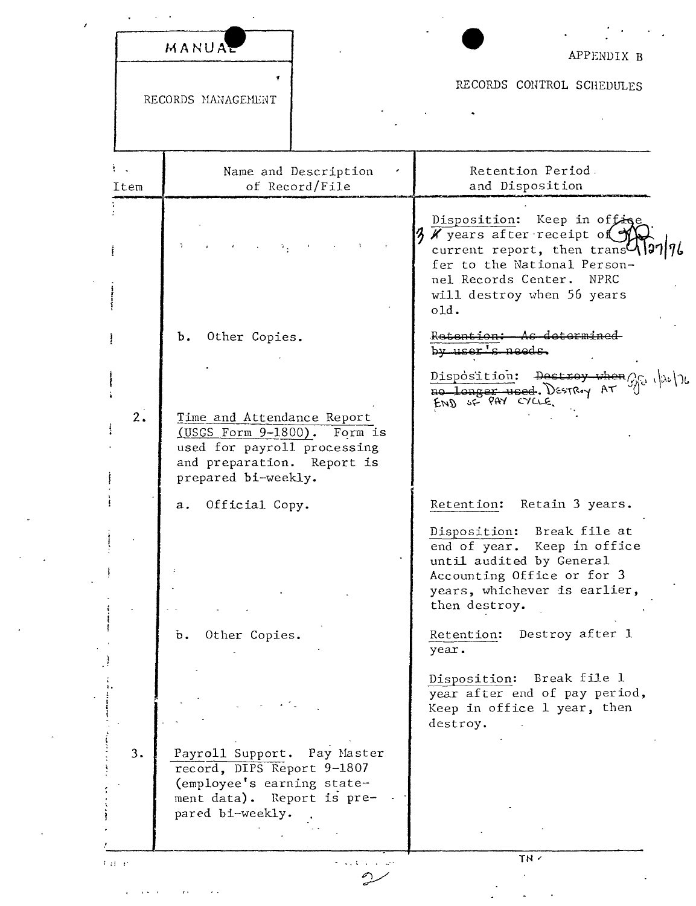| MANUAL | APPENDIX B |
|---|---|
| RECORDS MANAGEMENT | RECORDS CONTROL SCHEDULES |

| Item | Name and Description of Record/File | Retention Period and Disposition |
|---|---|---|
| | | Disposition: Keep in office 3 ~~4~~ years after receipt of current report, then transfer to the National Personnel Records Center. NPRC will destroy when 56 years old. |
| | b. Other Copies. | ~~Retention: As determined by user's needs.~~ |
| | | Disposition: ~~Destroy when no longer used.~~ DESTROY AT END OF PAY CYCLE. |
| 2. | Time and Attendance Report (USGS Form 9-1800). Form is used for payroll processing and preparation. Report is prepared bi-weekly. | |
| | a. Official Copy. | Retention: Retain 3 years. |
| | | Disposition: Break file at end of year. Keep in office until audited by General Accounting Office or for 3 years, whichever is earlier, then destroy. |
| | b. Other Copies. | Retention: Destroy after 1 year. |
| | | Disposition: Break file 1 year after end of pay period, Keep in office 1 year, then destroy. |
| 3. | Payroll Support. Pay Master record, DIPS Report 9-1807 (employee's earning statement data). Report is prepared bi-weekly. | |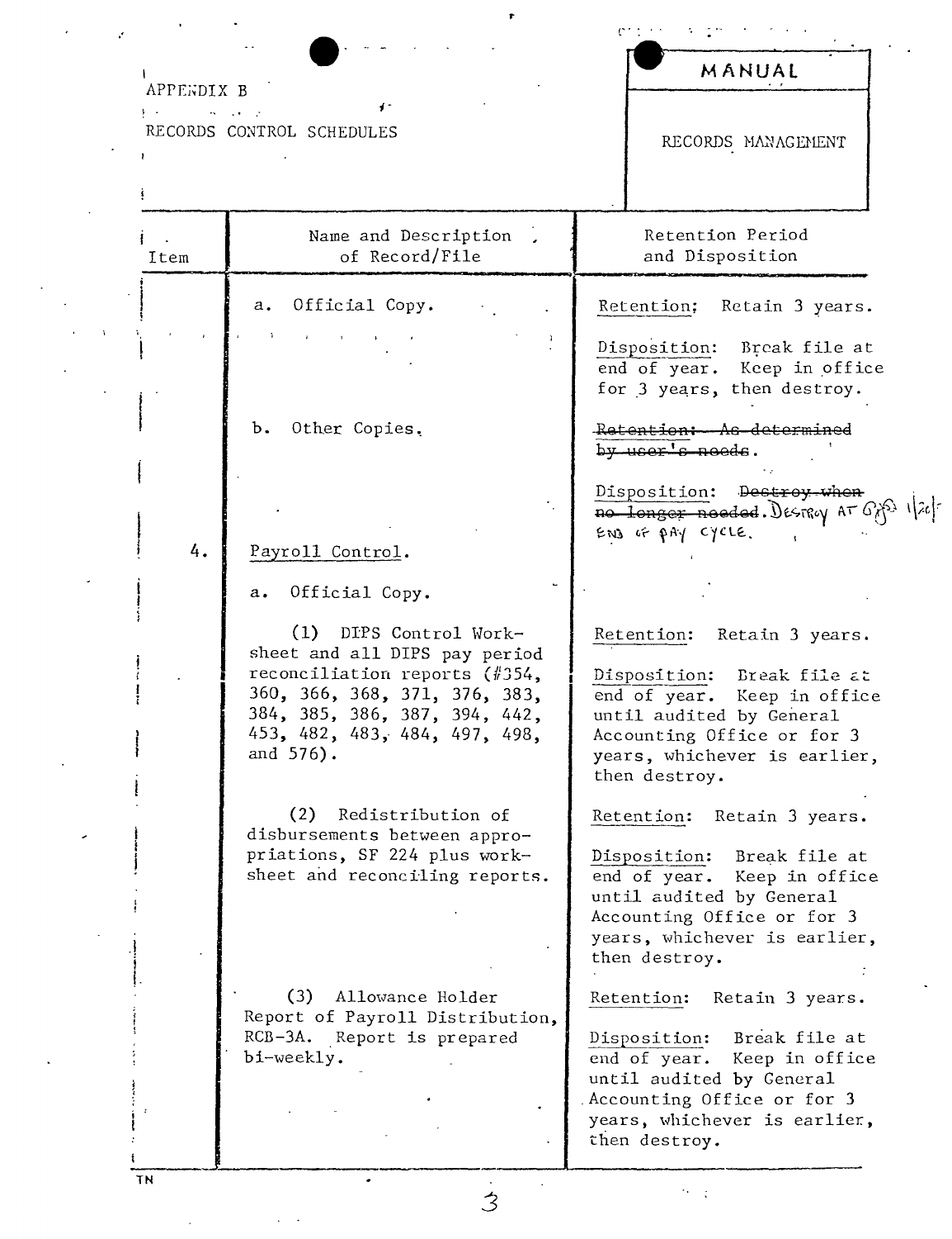APPENDIX B

RECORDS CONTROL SCHEDULES

MANUAL

RECORDS MANAGEMENT

| Item | Name and Description of Record/File | Retention Period and Disposition |
|---|---|---|
| | a. Official Copy. | Retention: Retain 3 years.<br><br>Disposition: Break file at end of year. Keep in office for 3 years, then destroy. |
| | b. Other Copies. | ~~Retention: As determined by user's needs.~~<br><br>Disposition: ~~Destroy when no longer needed.~~ DESTROY AT END OF PAY CYCLE. |
| 4. | Payroll Control. | |
| | a. Official Copy. | |
| | (1) DIPS Control Worksheet and all DIPS pay period reconciliation reports (#354, 360, 366, 368, 371, 376, 383, 384, 385, 386, 387, 394, 442, 453, 482, 483, 484, 497, 498, and 576). | Retention: Retain 3 years.<br><br>Disposition: Break file at end of year. Keep in office until audited by General Accounting Office or for 3 years, whichever is earlier, then destroy. |
| | (2) Redistribution of disbursements between appropriations, SF 224 plus worksheet and reconciling reports. | Retention: Retain 3 years.<br><br>Disposition: Break file at end of year. Keep in office until audited by General Accounting Office or for 3 years, whichever is earlier, then destroy. |
| | (3) Allowance Holder Report of Payroll Distribution, RCB-3A. Report is prepared bi-weekly. | Retention: Retain 3 years.<br><br>Disposition: Break file at end of year. Keep in office until audited by General Accounting Office or for 3 years, whichever is earlier, then destroy. |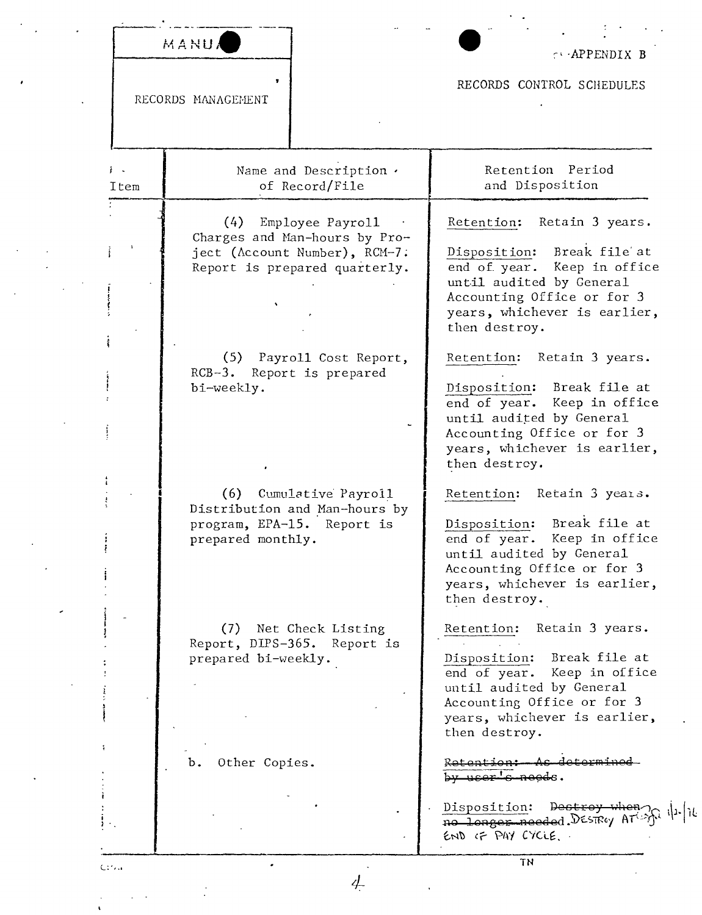MANUAL

RECORDS MANAGEMENT

APPENDIX B

RECORDS CONTROL SCHEDULES

| Item | Name and Description of Record/File | Retention Period and Disposition |
|---|---|---|
| | (4) Employee Payroll Charges and Man-hours by Project (Account Number), RCM-7. Report is prepared quarterly. | Retention: Retain 3 years.<br><br>Disposition: Break file at end of year. Keep in office until audited by General Accounting Office or for 3 years, whichever is earlier, then destroy. |
| | (5) Payroll Cost Report, RCB-3. Report is prepared bi-weekly. | Retention: Retain 3 years.<br><br>Disposition: Break file at end of year. Keep in office until audited by General Accounting Office or for 3 years, whichever is earlier, then destroy. |
| | (6) Cumulative Payroll Distribution and Man-hours by program, EPA-15. Report is prepared monthly. | Retention: Retain 3 years.<br><br>Disposition: Break file at end of year. Keep in office until audited by General Accounting Office or for 3 years, whichever is earlier, then destroy. |
| | (7) Net Check Listing Report, DIPS-365. Report is prepared bi-weekly. | Retention: Retain 3 years.<br><br>Disposition: Break file at end of year. Keep in office until audited by General Accounting Office or for 3 years, whichever is earlier, then destroy. |
| | b. Other Copies. | ~~Retention: As determined by user's needs.~~<br><br>Disposition: ~~Destroy when no longer needed.~~ DESTROY AT END OF PAY CYCLE. 1/2/76 |

TN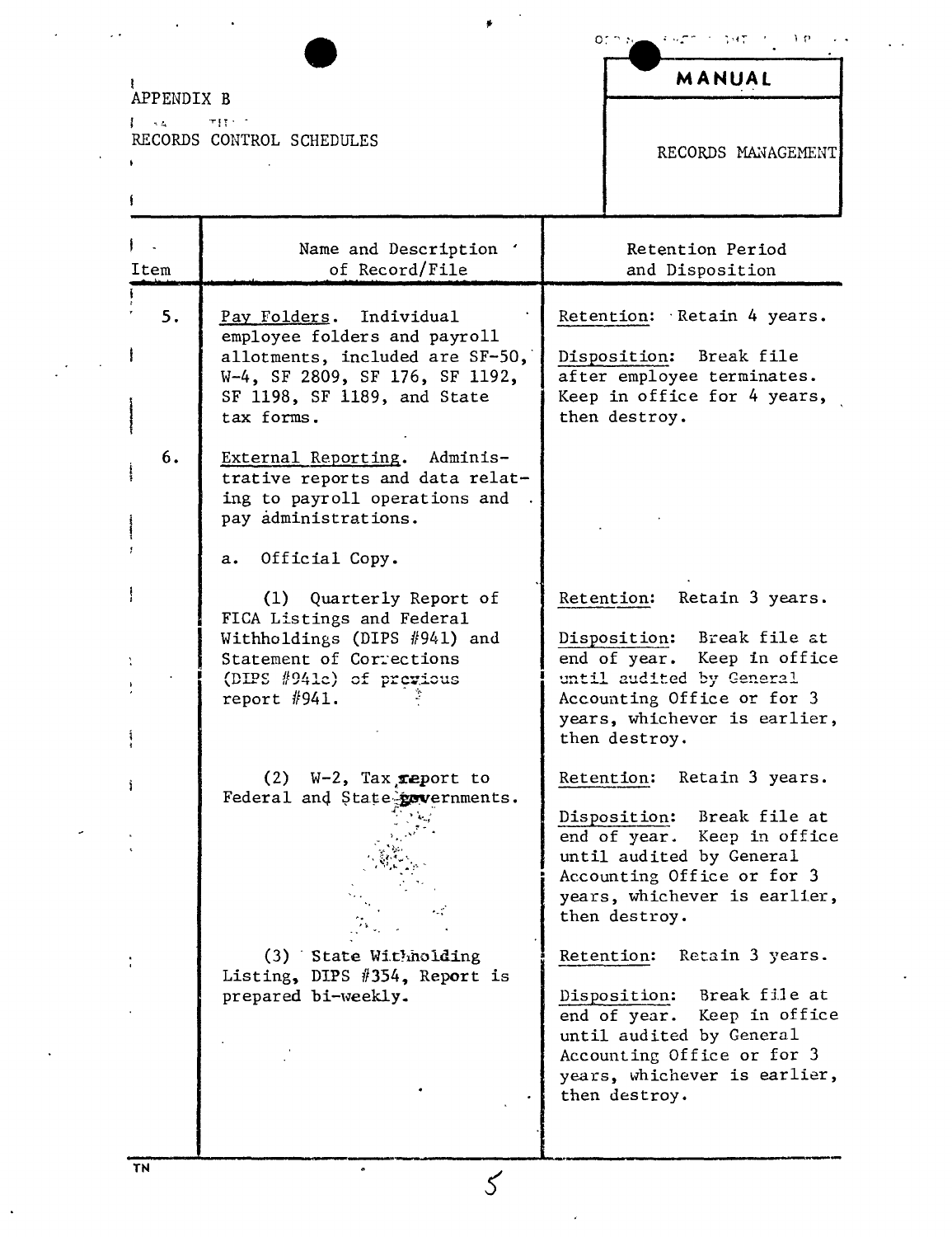APPENDIX B

RECORDS CONTROL SCHEDULES

**MANUAL**

RECORDS MANAGEMENT

| Item | Name and Description of Record/File | Retention Period and Disposition |
|---|---|---|
| 5. | Pay Folders. Individual employee folders and payroll allotments, included are SF-50, W-4, SF 2809, SF 176, SF 1192, SF 1198, SF 1189, and State tax forms. | Retention: Retain 4 years.<br><br>Disposition: Break file after employee terminates. Keep in office for 4 years, then destroy. |
| 6. | External Reporting. Administrative reports and data relating to payroll operations and pay administrations.<br><br>a. Official Copy. | |
| | (1) Quarterly Report of FICA Listings and Federal Withholdings (DIPS #941) and Statement of Corrections (DIPS #941c) of previous report #941. | Retention: Retain 3 years.<br><br>Disposition: Break file at end of year. Keep in office until audited by General Accounting Office or for 3 years, whichever is earlier, then destroy. |
| | (2) W-2, Tax report to Federal and State governments. | Retention: Retain 3 years.<br><br>Disposition: Break file at end of year. Keep in office until audited by General Accounting Office or for 3 years, whichever is earlier, then destroy. |
| | (3) State Withholding Listing, DIPS #354, Report is prepared bi-weekly. | Retention: Retain 3 years.<br><br>Disposition: Break file at end of year. Keep in office until audited by General Accounting Office or for 3 years, whichever is earlier, then destroy. |

TN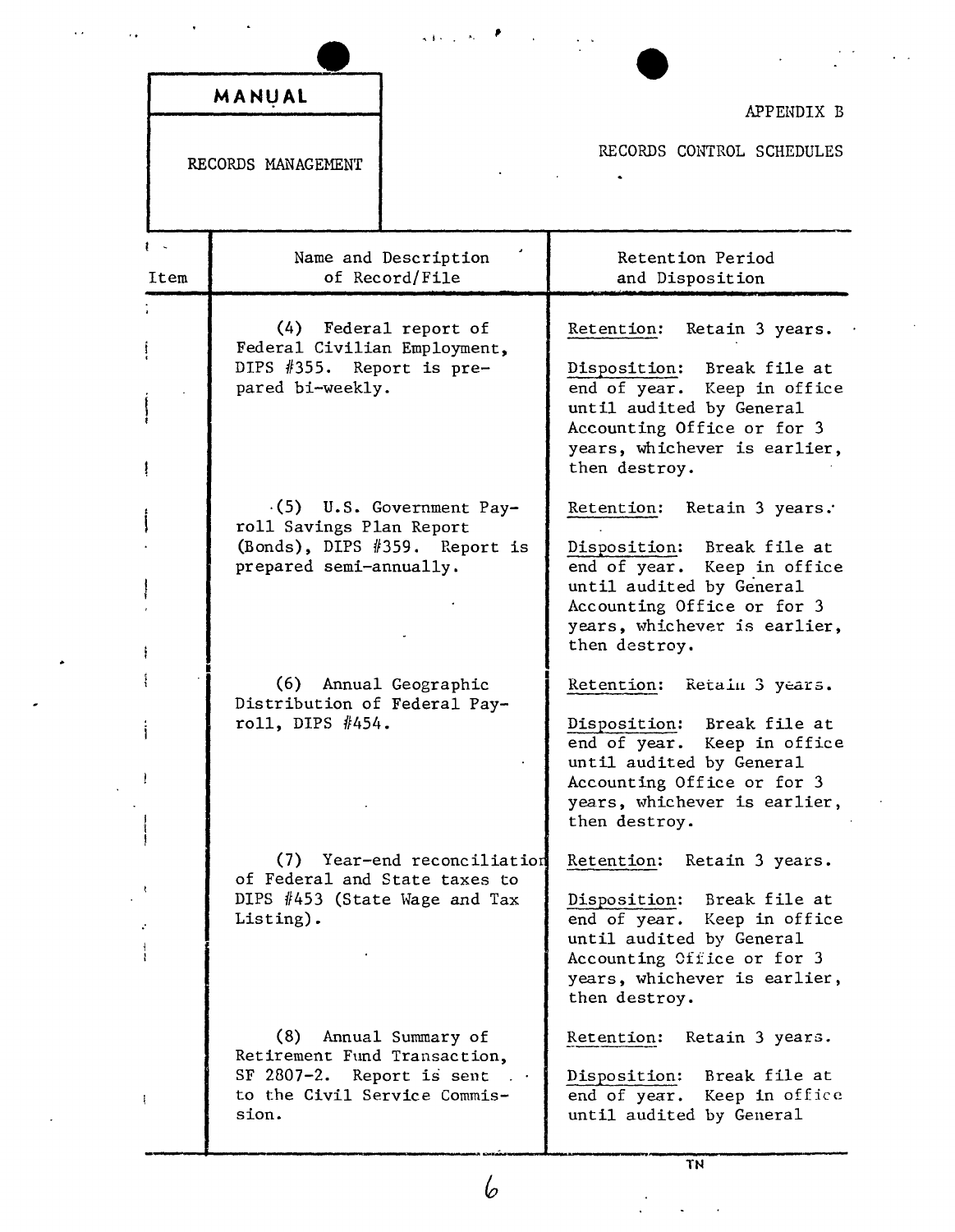| MANUAL | APPENDIX B |
|---|---|
| RECORDS MANAGEMENT | RECORDS CONTROL SCHEDULES |

| Item | Name and Description of Record/File | Retention Period and Disposition |
|---|---|---|
| | (4) Federal report of Federal Civilian Employment, DIPS #355. Report is prepared bi-weekly. | Retention: Retain 3 years.<br><br>Disposition: Break file at end of year. Keep in office until audited by General Accounting Office or for 3 years, whichever is earlier, then destroy. |
| | (5) U.S. Government Payroll Savings Plan Report (Bonds), DIPS #359. Report is prepared semi-annually. | Retention: Retain 3 years.<br><br>Disposition: Break file at end of year. Keep in office until audited by General Accounting Office or for 3 years, whichever is earlier, then destroy. |
| | (6) Annual Geographic Distribution of Federal Payroll, DIPS #454. | Retention: Retain 3 years.<br><br>Disposition: Break file at end of year. Keep in office until audited by General Accounting Office or for 3 years, whichever is earlier, then destroy. |
| | (7) Year-end reconciliation of Federal and State taxes to DIPS #453 (State Wage and Tax Listing). | Retention: Retain 3 years.<br><br>Disposition: Break file at end of year. Keep in office until audited by General Accounting Office or for 3 years, whichever is earlier, then destroy. |
| | (8) Annual Summary of Retirement Fund Transaction, SF 2807-2. Report is sent to the Civil Service Commission. | Retention: Retain 3 years.<br><br>Disposition: Break file at end of year. Keep in office until audited by General |

TN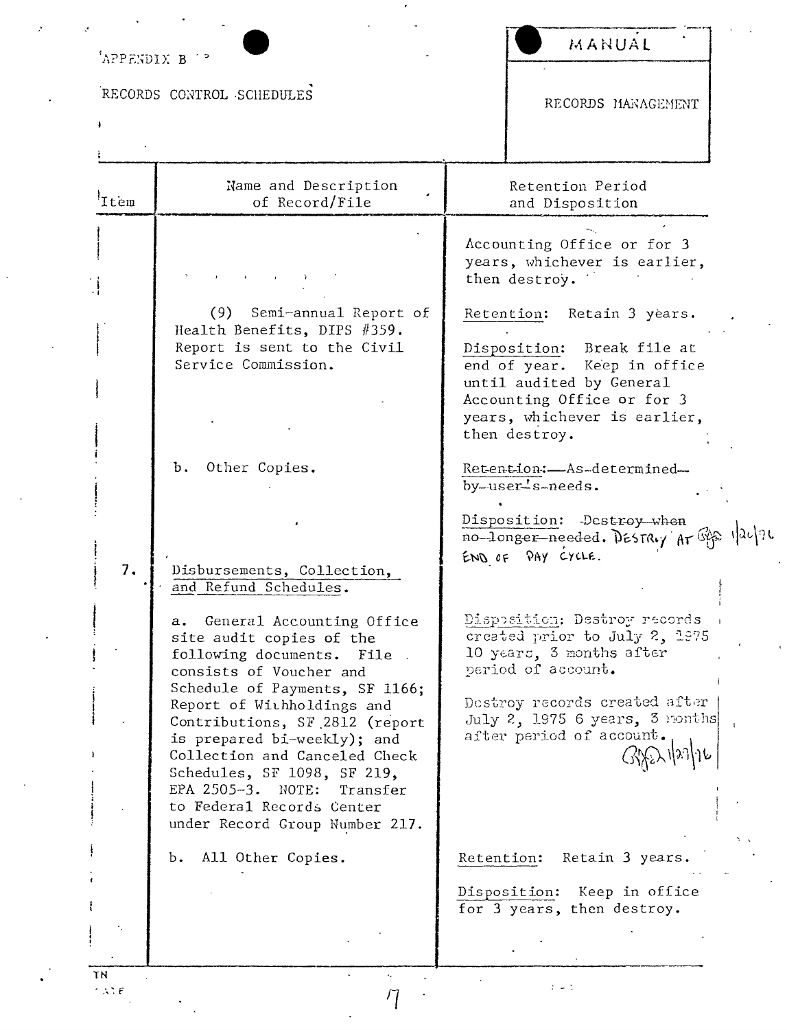APPENDIX B

RECORDS CONTROL SCHEDULES

MANUAL

RECORDS MANAGEMENT

| Item | Name and Description of Record/File | Retention Period and Disposition |
|---|---|---|
| | | Accounting Office or for 3 years, whichever is earlier, then destroy. |
| | (9) Semi-annual Report of Health Benefits, DIPS #359. Report is sent to the Civil Service Commission. | Retention: Retain 3 years.<br><br>Disposition: Break file at end of year. Keep in office until audited by General Accounting Office or for 3 years, whichever is earlier, then destroy. |
| | b. Other Copies. | ~~Retention: As determined by user's needs.~~<br><br>Disposition: ~~Destroy when no longer needed.~~ DESTROY AT END OF PAY CYCLE. 1/26/76 |
| 7. | Disbursements, Collection, and Refund Schedules. | |
| | a. General Accounting Office site audit copies of the following documents. File consists of Voucher and Schedule of Payments, SF 1166; Report of Withholdings and Contributions, SF 2812 (report is prepared bi-weekly); and Collection and Canceled Check Schedules, SF 1098, SF 219, EPA 2505-3. NOTE: Transfer to Federal Records Center under Record Group Number 217. | Disposition: Destroy records created prior to July 2, 1975 10 years, 3 months after period of account.<br><br>Destroy records created after July 2, 1975 6 years, 3 months after period of account. 1/27/76 |
| | b. All Other Copies. | Retention: Retain 3 years.<br><br>Disposition: Keep in office for 3 years, then destroy. |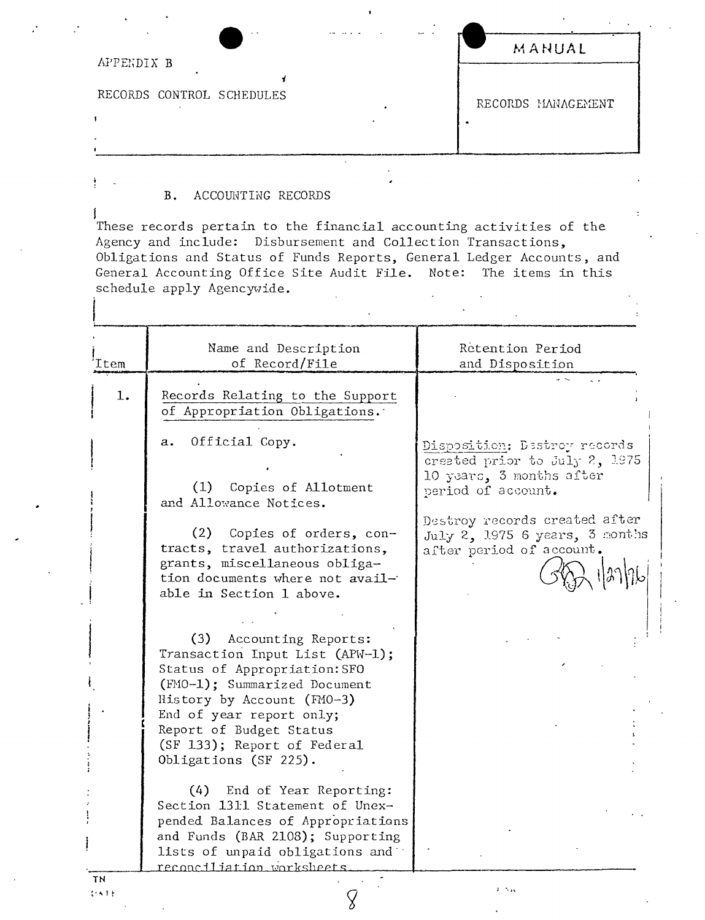APPENDIX B

RECORDS CONTROL SCHEDULES

MANUAL

RECORDS MANAGEMENT

## B. ACCOUNTING RECORDS

These records pertain to the financial accounting activities of the Agency and include: Disbursement and Collection Transactions, Obligations and Status of Funds Reports, General Ledger Accounts, and General Accounting Office Site Audit File. Note: The items in this schedule apply Agencywide.

| Item | Name and Description of Record/File | Retention Period and Disposition |
|---|---|---|
| 1. | Records Relating to the Support of Appropriation Obligations. | |
| | a. Official Copy.<br><br>(1) Copies of Allotment and Allowance Notices.<br><br>(2) Copies of orders, contracts, travel authorizations, grants, miscellaneous obligation documents where not available in Section 1 above.<br><br>(3) Accounting Reports: Transaction Input List (APW-1); Status of Appropriation:SFO (FMO-1); Summarized Document History by Account (FMO-3) End of year report only; Report of Budget Status (SF 133); Report of Federal Obligations (SF 225).<br><br>(4) End of Year Reporting: Section 1311 Statement of Unexpended Balances of Appropriations and Funds (BAR 2108); Supporting lists of unpaid obligations and reconciliation worksheets. | Disposition: Destroy records created prior to July 2, 1975 10 years, 3 months after period of account.<br><br>Destroy records created after July 2, 1975 6 years, 3 months after period of account.<br><br>1/27/76 |

TN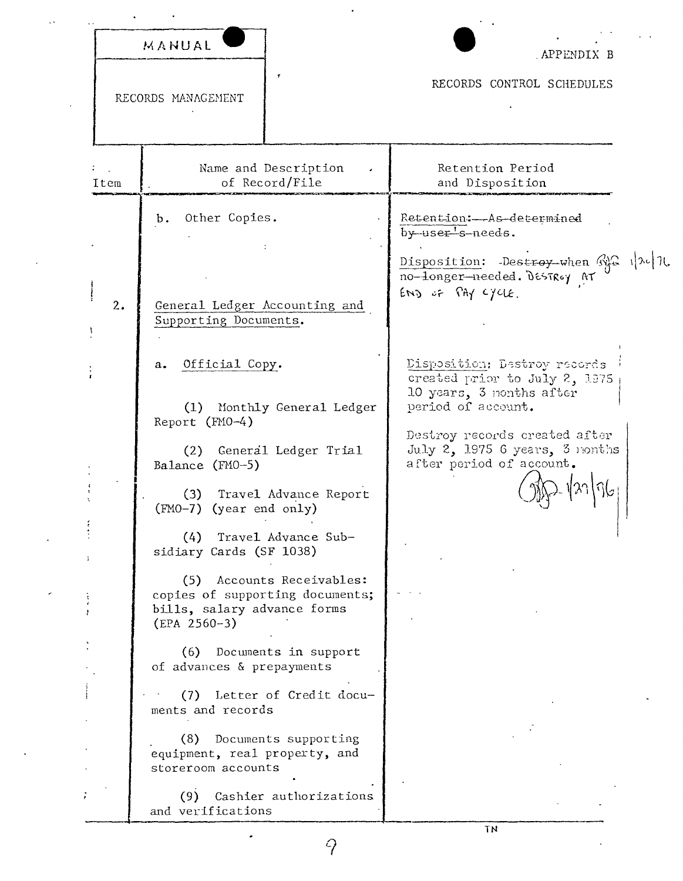MANUAL

RECORDS MANAGEMENT

APPENDIX B

RECORDS CONTROL SCHEDULES

| Item | Name and Description of Record/File | Retention Period and Disposition |
|---|---|---|
| | b. Other Copies. | ~~Retention: As determined by user's needs.~~<br><br>Disposition: ~~Destroy when no longer needed.~~ DESTROY AT END OF PAY CYCLE. 1/26/76 |
| 2. | General Ledger Accounting and Supporting Documents. | |
| | a. Official Copy.<br><br>(1) Monthly General Ledger Report (FMO-4)<br><br>(2) General Ledger Trial Balance (FMO-5)<br><br>(3) Travel Advance Report (FMO-7) (year end only)<br><br>(4) Travel Advance Subsidiary Cards (SF 1038)<br><br>(5) Accounts Receivables: copies of supporting documents; bills, salary advance forms (EPA 2560-3)<br><br>(6) Documents in support of advances & prepayments<br><br>(7) Letter of Credit documents and records<br><br>(8) Documents supporting equipment, real property, and storeroom accounts<br><br>(9) Cashier authorizations and verifications | Disposition: Destroy records created prior to July 2, 1975 10 years, 3 months after period of account.<br><br>Destroy records created after July 2, 1975 6 years, 3 months after period of account. 1/27/76 |

TN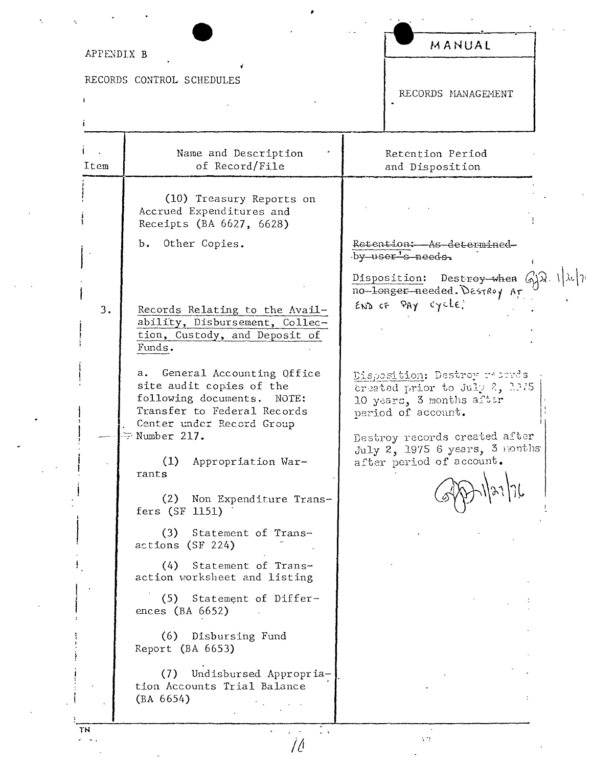APPENDIX B

RECORDS CONTROL SCHEDULES

MANUAL

RECORDS MANAGEMENT

| Item | Name and Description of Record/File | Retention Period and Disposition |
|---|---|---|
| | (10) Treasury Reports on Accrued Expenditures and Receipts (BA 6627, 6628) | |
| | b. Other Copies. | ~~Retention: As determined by user's needs.~~<br><br>Disposition: ~~Destroy when no longer needed.~~ DESTROY AT END OF PAY CYCLE. 1/26/76 |
| 3. | Records Relating to the Availability, Disbursement, Collection, Custody, and Deposit of Funds. | |
| | a. General Accounting Office site audit copies of the following documents. NOTE: Transfer to Federal Records Center under Record Group Number 217. | Disposition: Destroy records created prior to July 2, 1975 10 years, 3 months after period of account.<br><br>Destroy records created after July 2, 1975 6 years, 3 months after period of account.<br><br>1/27/76 |
| | (1) Appropriation Warrants | |
| | (2) Non Expenditure Transfers (SF 1151) | |
| | (3) Statement of Transactions (SF 224) | |
| | (4) Statement of Transaction worksheet and listing | |
| | (5) Statement of Differences (BA 6652) | |
| | (6) Disbursing Fund Report (BA 6653) | |
| | (7) Undisbursed Appropriation Accounts Trial Balance (BA 6654) | |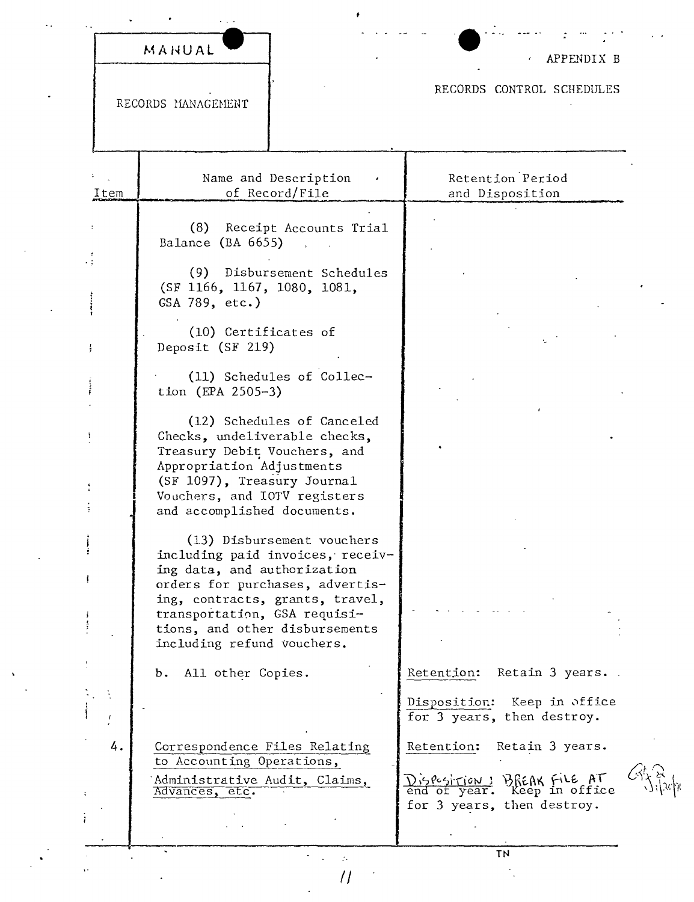MANUAL

RECORDS MANAGEMENT

APPENDIX B

RECORDS CONTROL SCHEDULES

| Item | Name and Description of Record/File | Retention Period and Disposition |
|---|---|---|
| | (8) Receipt Accounts Trial Balance (BA 6655) | |
| | (9) Disbursement Schedules (SF 1166, 1167, 1080, 1081, GSA 789, etc.) | |
| | (10) Certificates of Deposit (SF 219) | |
| | (11) Schedules of Collection (EPA 2505-3) | |
| | (12) Schedules of Canceled Checks, undeliverable checks, Treasury Debit Vouchers, and Appropriation Adjustments (SF 1097), Treasury Journal Vouchers, and IOTV registers and accomplished documents. | |
| | (13) Disbursement vouchers including paid invoices, receiving data, and authorization orders for purchases, advertising, contracts, grants, travel, transportation, GSA requisitions, and other disbursements including refund vouchers. | |
| | b. All other Copies. | Retention: Retain 3 years.<br><br>Disposition: Keep in office for 3 years, then destroy. |
| 4. | Correspondence Files Relating to Accounting Operations, Administrative Audit, Claims, Advances, etc. | Retention: Retain 3 years.<br><br>Disposition: Break file at end of year. Keep in office for 3 years, then destroy. |

TN